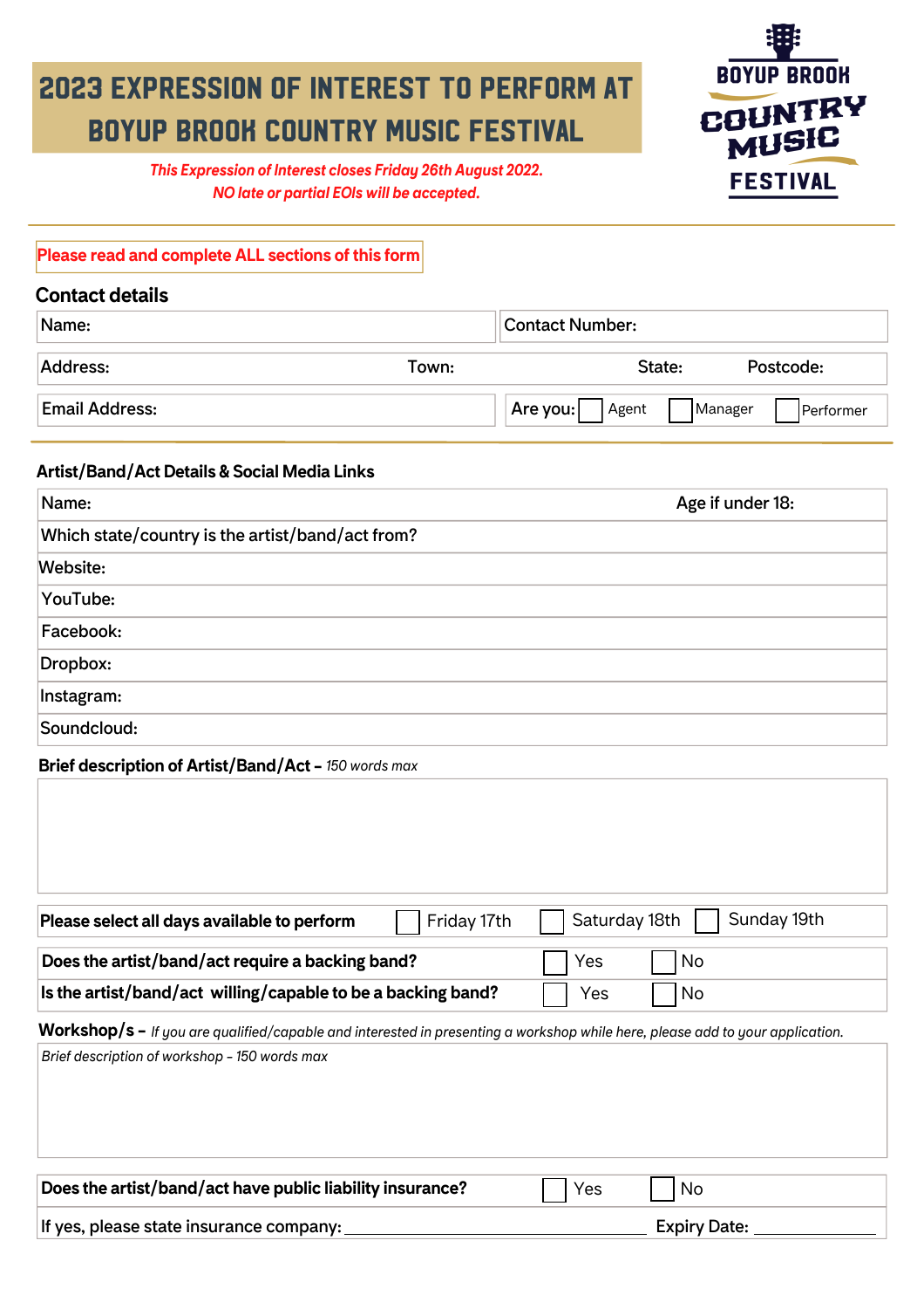# 2023 EXPRESSION OF INTEREST TO PERFORM AT BOYUP BROOK COUNTRY MUSIC FESTIVAL

*This Expression of Interest closes Friday 26th August 2022.*
*NO late or partial EOIs will be accepted.*

BOYUP BROOK COUNTRY MUSIC FESTIVAL

Please read and complete ALL sections of this form

## Contact details

| Name: | Contact Number: |
|---|---|
| Address: Town: State: Postcode: | |
| Email Address: | Are you: ☐ Agent ☐ Manager ☐ Performer |

## Artist/Band/Act Details & Social Media Links

| Name: | Age if under 18: |
|---|---|
| Which state/country is the artist/band/act from? | |
| Website: | |
| YouTube: | |
| Facebook: | |
| Dropbox: | |
| Instagram: | |
| Soundcloud: | |

**Brief description of Artist/Band/Act –** *150 words max*

| |
|---|
| |

| **Please select all days available to perform** | ☐ Friday 17th | ☐ Saturday 18th | ☐ Sunday 19th |
|---|---|---|---|

| | | |
|---|---|---|
| **Does the artist/band/act require a backing band?** | ☐ Yes | ☐ No |
| **Is the artist/band/act willing/capable to be a backing band?** | ☐ Yes | ☐ No |

**Workshop/s –** *If you are qualified/capable and interested in presenting a workshop while here, please add to your application.*

*Brief description of workshop – 150 words max*

| | | |
|---|---|---|
| **Does the artist/band/act have public liability insurance?** | ☐ Yes | ☐ No |
| If yes, please state insurance company: ______________________ | Expiry Date: __________ | |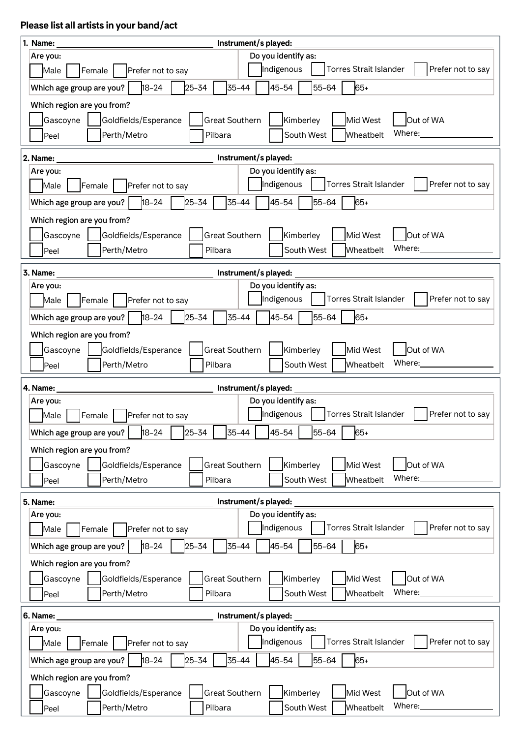**Please list all artists in your band/act**

**1. Name:** ______________________ **Instrument/s played:** ______________________

Are you:
☐ Male ☐ Female ☐ Prefer not to say

Do you identify as:
☐ Indigenous ☐ Torres Strait Islander ☐ Prefer not to say

Which age group are you? ☐ 18–24 ☐ 25–34 ☐ 35–44 ☐ 45–54 ☐ 55–64 ☐ 65+

Which region are you from?
☐ Gascoyne ☐ Goldfields/Esperance ☐ Great Southern ☐ Kimberley ☐ Mid West ☐ Out of WA
☐ Peel ☐ Perth/Metro ☐ Pilbara ☐ South West ☐ Wheatbelt Where: ______________

**2. Name:** ______________________ **Instrument/s played:** ______________________

Are you:
☐ Male ☐ Female ☐ Prefer not to say

Do you identify as:
☐ Indigenous ☐ Torres Strait Islander ☐ Prefer not to say

Which age group are you? ☐ 18–24 ☐ 25–34 ☐ 35–44 ☐ 45–54 ☐ 55–64 ☐ 65+

Which region are you from?
☐ Gascoyne ☐ Goldfields/Esperance ☐ Great Southern ☐ Kimberley ☐ Mid West ☐ Out of WA
☐ Peel ☐ Perth/Metro ☐ Pilbara ☐ South West ☐ Wheatbelt Where: ______________

**3. Name:** ______________________ **Instrument/s played:** ______________________

Are you:
☐ Male ☐ Female ☐ Prefer not to say

Do you identify as:
☐ Indigenous ☐ Torres Strait Islander ☐ Prefer not to say

Which age group are you? ☐ 18–24 ☐ 25–34 ☐ 35–44 ☐ 45–54 ☐ 55–64 ☐ 65+

Which region are you from?
☐ Gascoyne ☐ Goldfields/Esperance ☐ Great Southern ☐ Kimberley ☐ Mid West ☐ Out of WA
☐ Peel ☐ Perth/Metro ☐ Pilbara ☐ South West ☐ Wheatbelt Where: ______________

**4. Name:** ______________________ **Instrument/s played:** ______________________

Are you:
☐ Male ☐ Female ☐ Prefer not to say

Do you identify as:
☐ Indigenous ☐ Torres Strait Islander ☐ Prefer not to say

Which age group are you? ☐ 18–24 ☐ 25–34 ☐ 35–44 ☐ 45–54 ☐ 55–64 ☐ 65+

Which region are you from?
☐ Gascoyne ☐ Goldfields/Esperance ☐ Great Southern ☐ Kimberley ☐ Mid West ☐ Out of WA
☐ Peel ☐ Perth/Metro ☐ Pilbara ☐ South West ☐ Wheatbelt Where: ______________

**5. Name:** ______________________ **Instrument/s played:** ______________________

Are you:
☐ Male ☐ Female ☐ Prefer not to say

Do you identify as:
☐ Indigenous ☐ Torres Strait Islander ☐ Prefer not to say

Which age group are you? ☐ 18–24 ☐ 25–34 ☐ 35–44 ☐ 45–54 ☐ 55–64 ☐ 65+

Which region are you from?
☐ Gascoyne ☐ Goldfields/Esperance ☐ Great Southern ☐ Kimberley ☐ Mid West ☐ Out of WA
☐ Peel ☐ Perth/Metro ☐ Pilbara ☐ South West ☐ Wheatbelt Where: ______________

**6. Name:** ______________________ **Instrument/s played:** ______________________

Are you:
☐ Male ☐ Female ☐ Prefer not to say

Do you identify as:
☐ Indigenous ☐ Torres Strait Islander ☐ Prefer not to say

Which age group are you? ☐ 18–24 ☐ 25–34 ☐ 35–44 ☐ 45–54 ☐ 55–64 ☐ 65+

Which region are you from?
☐ Gascoyne ☐ Goldfields/Esperance ☐ Great Southern ☐ Kimberley ☐ Mid West ☐ Out of WA
☐ Peel ☐ Perth/Metro ☐ Pilbara ☐ South West ☐ Wheatbelt Where: ______________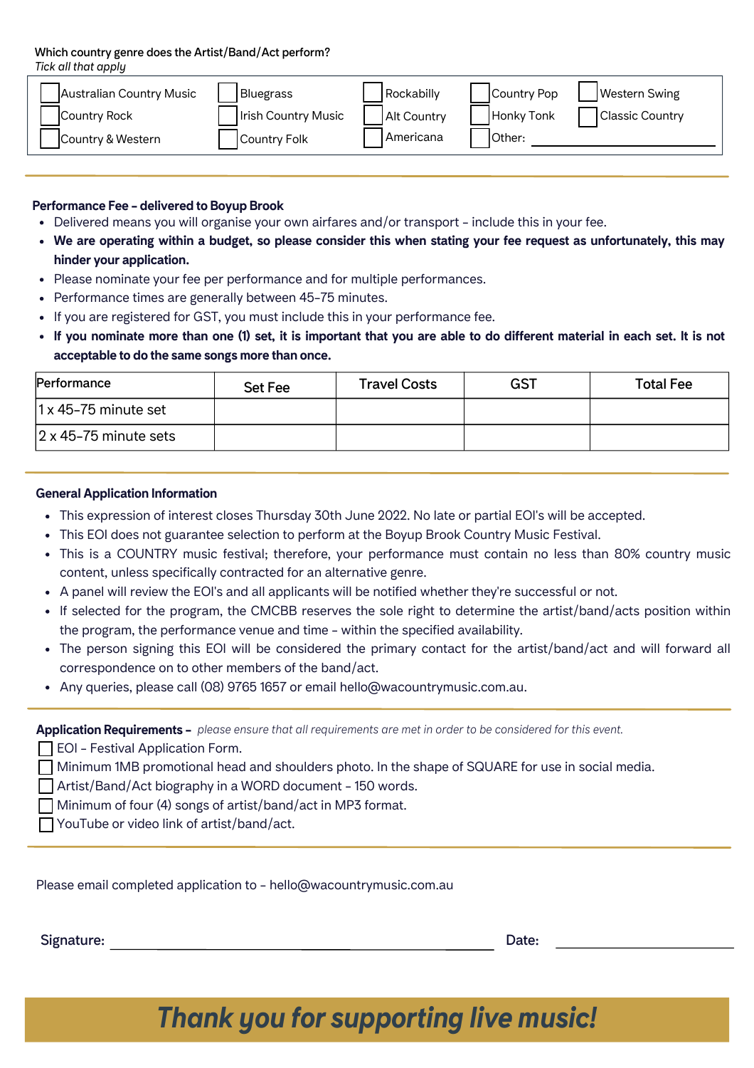Which country genre does the Artist/Band/Act perform?
*Tick all that apply*

| | | | | |
|---|---|---|---|---|
| ☐ Australian Country Music | ☐ Bluegrass | ☐ Rockabilly | ☐ Country Pop | ☐ Western Swing |
| ☐ Country Rock | ☐ Irish Country Music | ☐ Alt Country | ☐ Honky Tonk | ☐ Classic Country |
| ☐ Country & Western | ☐ Country Folk | ☐ Americana | ☐ Other: ________ | |

**Performance Fee - delivered to Boyup Brook**

- Delivered means you will organise your own airfares and/or transport - include this in your fee.
- **We are operating within a budget, so please consider this when stating your fee request as unfortunately, this may hinder your application.**
- Please nominate your fee per performance and for multiple performances.
- Performance times are generally between 45-75 minutes.
- If you are registered for GST, you must include this in your performance fee.
- **If you nominate more than one (1) set, it is important that you are able to do different material in each set. It is not acceptable to do the same songs more than once.**

| Performance | Set Fee | Travel Costs | GST | Total Fee |
|---|---|---|---|---|
| 1 x 45-75 minute set | | | | |
| 2 x 45-75 minute sets | | | | |

**General Application Information**

- This expression of interest closes Thursday 30th June 2022. No late or partial EOI's will be accepted.
- This EOI does not guarantee selection to perform at the Boyup Brook Country Music Festival.
- This is a COUNTRY music festival; therefore, your performance must contain no less than 80% country music content, unless specifically contracted for an alternative genre.
- A panel will review the EOI's and all applicants will be notified whether they're successful or not.
- If selected for the program, the CMCBB reserves the sole right to determine the artist/band/acts position within the program, the performance venue and time - within the specified availability.
- The person signing this EOI will be considered the primary contact for the artist/band/act and will forward all correspondence on to other members of the band/act.
- Any queries, please call (08) 9765 1657 or email hello@wacountrymusic.com.au.

**Application Requirements -** *please ensure that all requirements are met in order to be considered for this event.*

- ☐ EOI - Festival Application Form.
- ☐ Minimum 1MB promotional head and shoulders photo. In the shape of SQUARE for use in social media.
- ☐ Artist/Band/Act biography in a WORD document - 150 words.
- ☐ Minimum of four (4) songs of artist/band/act in MP3 format.
- ☐ YouTube or video link of artist/band/act.

Please email completed application to - hello@wacountrymusic.com.au

Signature: ______________________________ Date: ________________

***Thank you for supporting live music!***